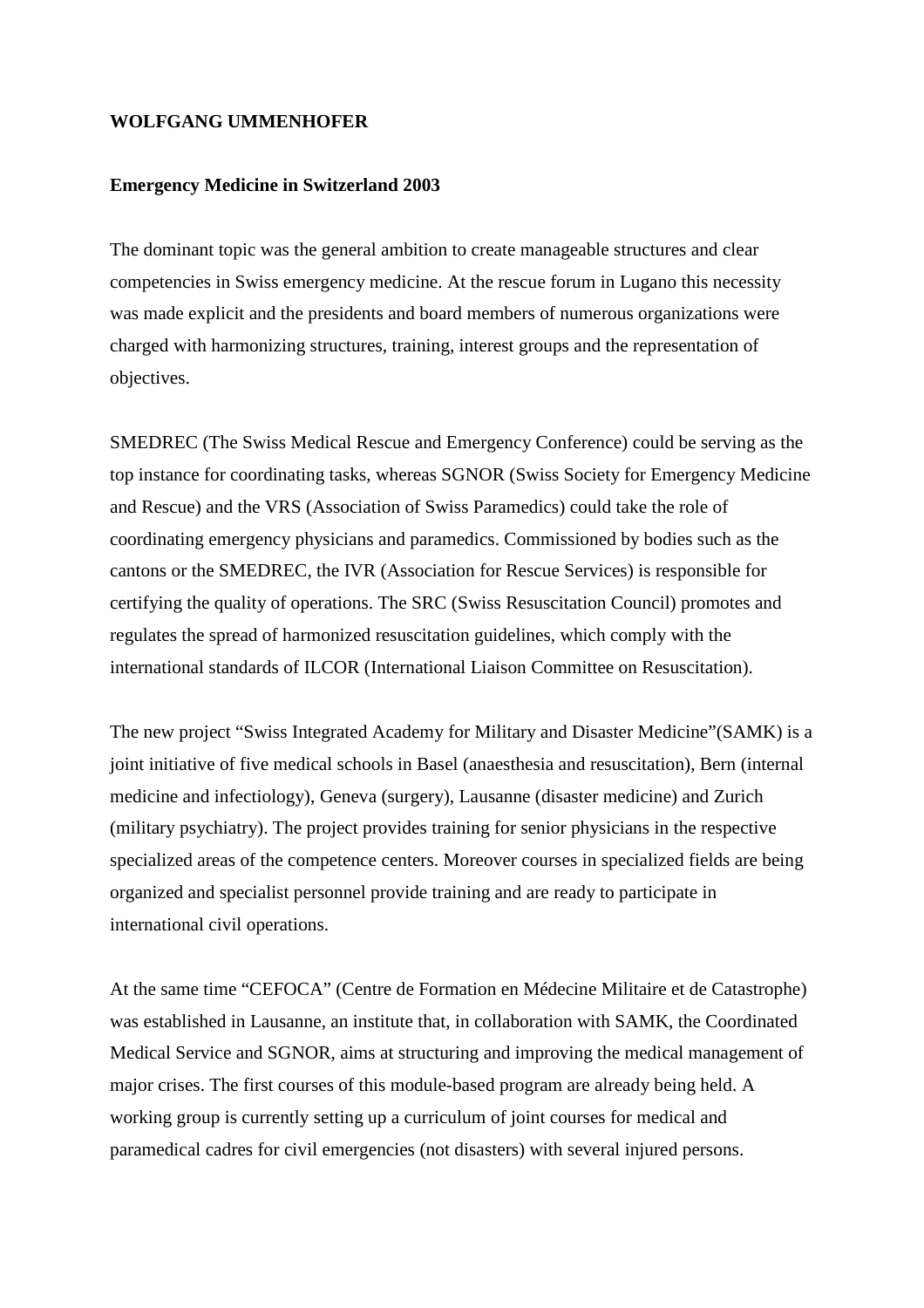**WOLFGANG UMMENHOFER**

**Emergency Medicine in Switzerland 2003**

The dominant topic was the general ambition to create manageable structures and clear competencies in Swiss emergency medicine. At the rescue forum in Lugano this necessity was made explicit and the presidents and board members of numerous organizations were charged with harmonizing structures, training, interest groups and the representation of objectives.

SMEDREC (The Swiss Medical Rescue and Emergency Conference) could be serving as the top instance for coordinating tasks, whereas SGNOR (Swiss Society for Emergency Medicine and Rescue) and the VRS (Association of Swiss Paramedics) could take the role of coordinating emergency physicians and paramedics. Commissioned by bodies such as the cantons or the SMEDREC, the IVR (Association for Rescue Services) is responsible for certifying the quality of operations. The SRC (Swiss Resuscitation Council) promotes and regulates the spread of harmonized resuscitation guidelines, which comply with the international standards of ILCOR (International Liaison Committee on Resuscitation).

The new project "Swiss Integrated Academy for Military and Disaster Medicine"(SAMK) is a joint initiative of five medical schools in Basel (anaesthesia and resuscitation), Bern (internal medicine and infectiology), Geneva (surgery), Lausanne (disaster medicine) and Zurich (military psychiatry). The project provides training for senior physicians in the respective specialized areas of the competence centers. Moreover courses in specialized fields are being organized and specialist personnel provide training and are ready to participate in international civil operations.

At the same time "CEFOCA" (Centre de Formation en Médecine Militaire et de Catastrophe) was established in Lausanne, an institute that, in collaboration with SAMK, the Coordinated Medical Service and SGNOR, aims at structuring and improving the medical management of major crises. The first courses of this module-based program are already being held. A working group is currently setting up a curriculum of joint courses for medical and paramedical cadres for civil emergencies (not disasters) with several injured persons.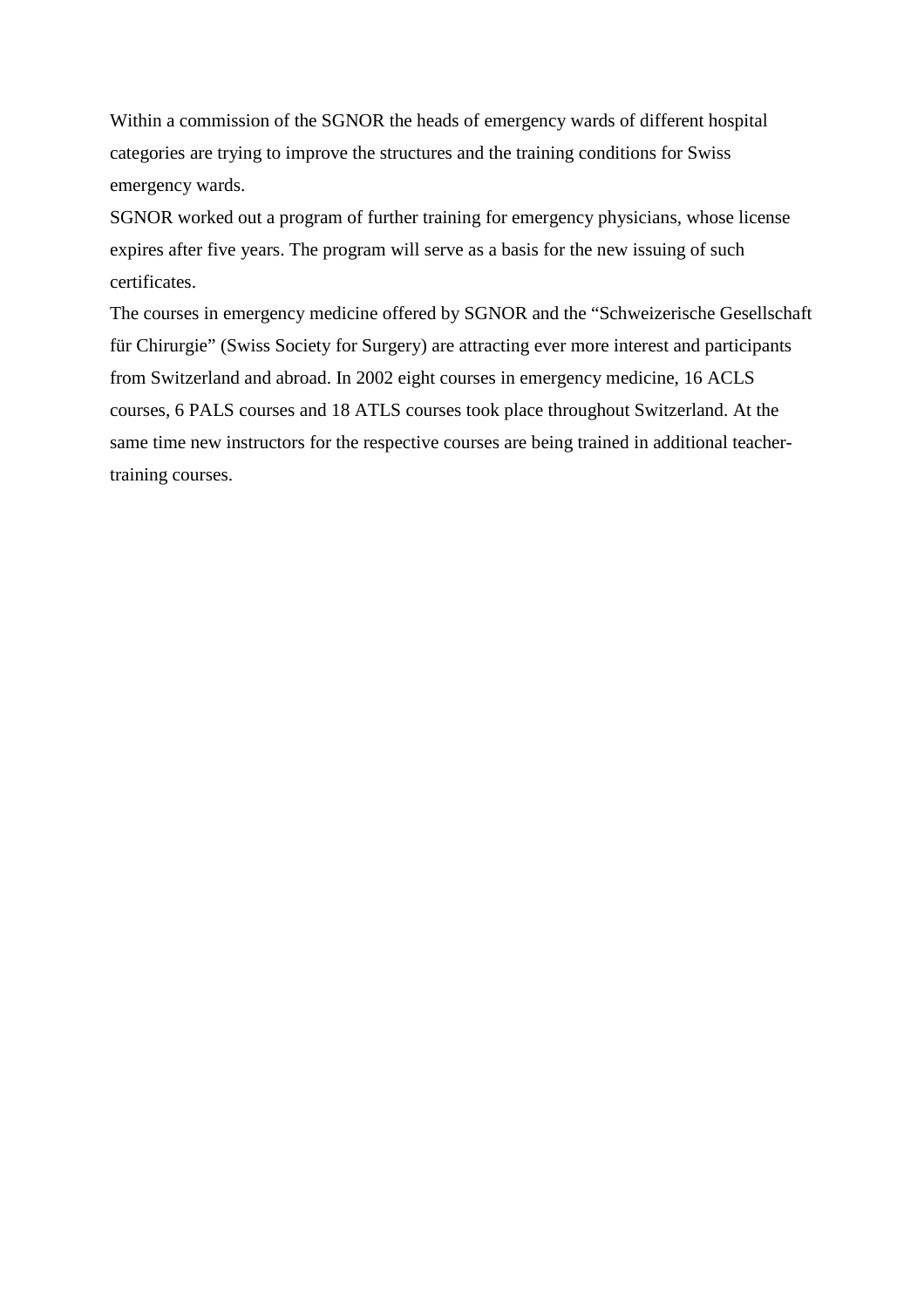Within a commission of the SGNOR the heads of emergency wards of different hospital categories are trying to improve the structures and the training conditions for Swiss emergency wards.

SGNOR worked out a program of further training for emergency physicians, whose license expires after five years. The program will serve as a basis for the new issuing of such certificates.

The courses in emergency medicine offered by SGNOR and the "Schweizerische Gesellschaft für Chirurgie" (Swiss Society for Surgery) are attracting ever more interest and participants from Switzerland and abroad. In 2002 eight courses in emergency medicine, 16 ACLS courses, 6 PALS courses and 18 ATLS courses took place throughout Switzerland. At the same time new instructors for the respective courses are being trained in additional teacher-training courses.